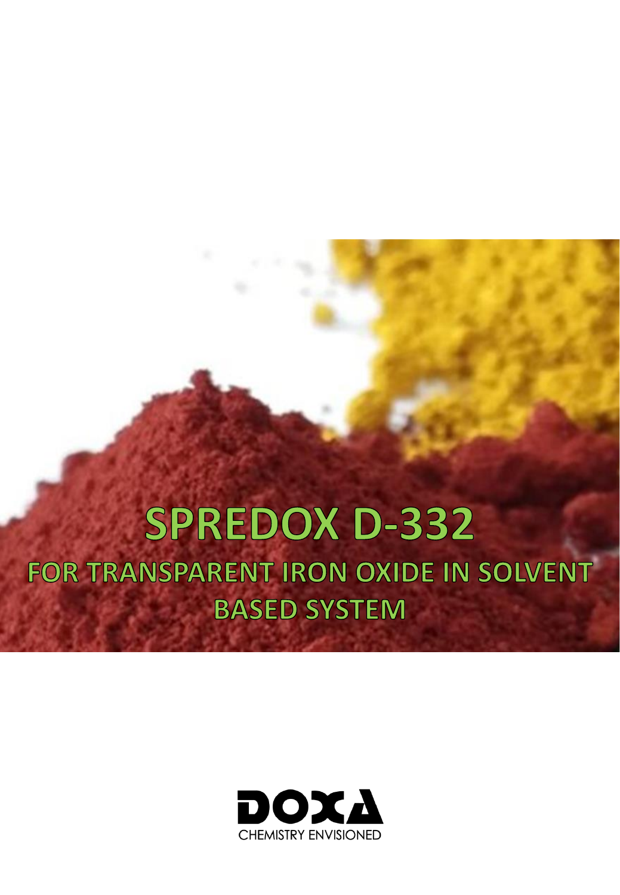# SPREDOX D-332

## FOR TRANSPARENT IRON OXIDE IN SOLVENT BASED SYSTEM

DOXA

CHEMISTRY ENVISIONED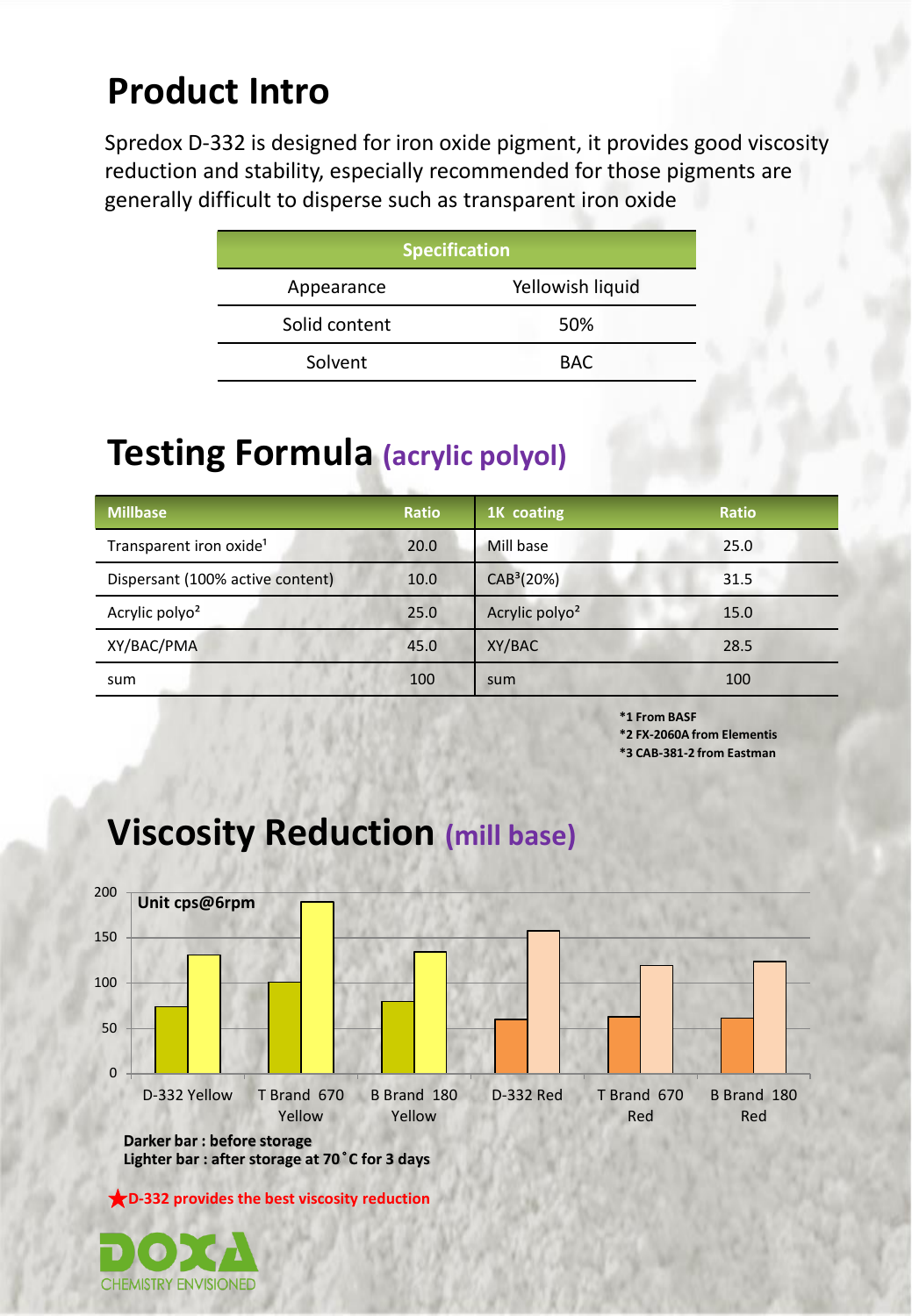# Product Intro

Spredox D-332 is designed for iron oxide pigment, it provides good viscosity reduction and stability, especially recommended for those pigments are generally difficult to disperse such as transparent iron oxide

| Specification | |
|---|---|
| Appearance | Yellowish liquid |
| Solid content | 50% |
| Solvent | BAC |

# Testing Formula (acrylic polyol)

| Millbase | Ratio | 1K coating | Ratio |
|---|---|---|---|
| Transparent iron oxide[1] | 20.0 | Mill base | 25.0 |
| Dispersant (100% active content) | 10.0 | CAB[3](20%) | 31.5 |
| Acrylic polyo[2] | 25.0 | Acrylic polyo[2] | 15.0 |
| XY/BAC/PMA | 45.0 | XY/BAC | 28.5 |
| sum | 100 | sum | 100 |

**\*1 From BASF**
**\*2 FX-2060A from Elementis**
**\*3 CAB-381-2 from Eastman**

# Viscosity Reduction (mill base)

Unit cps@6rpm

| | Before storage | After storage at 70˚C for 3 days |
|---|---|---|
| D-332 Yellow | ~73 | ~131 |
| T Brand 670 Yellow | ~101 | ~190 |
| B Brand 180 Yellow | ~79 | ~134 |
| D-332 Red | ~60 | ~157 |
| T Brand 670 Red | ~62 | ~119 |
| B Brand 180 Red | ~61 | ~123 |

**Darker bar : before storage**
**Lighter bar : after storage at 70˚C for 3 days**

★**D-332 provides the best viscosity reduction**

DOXA CHEMISTRY ENVISIONED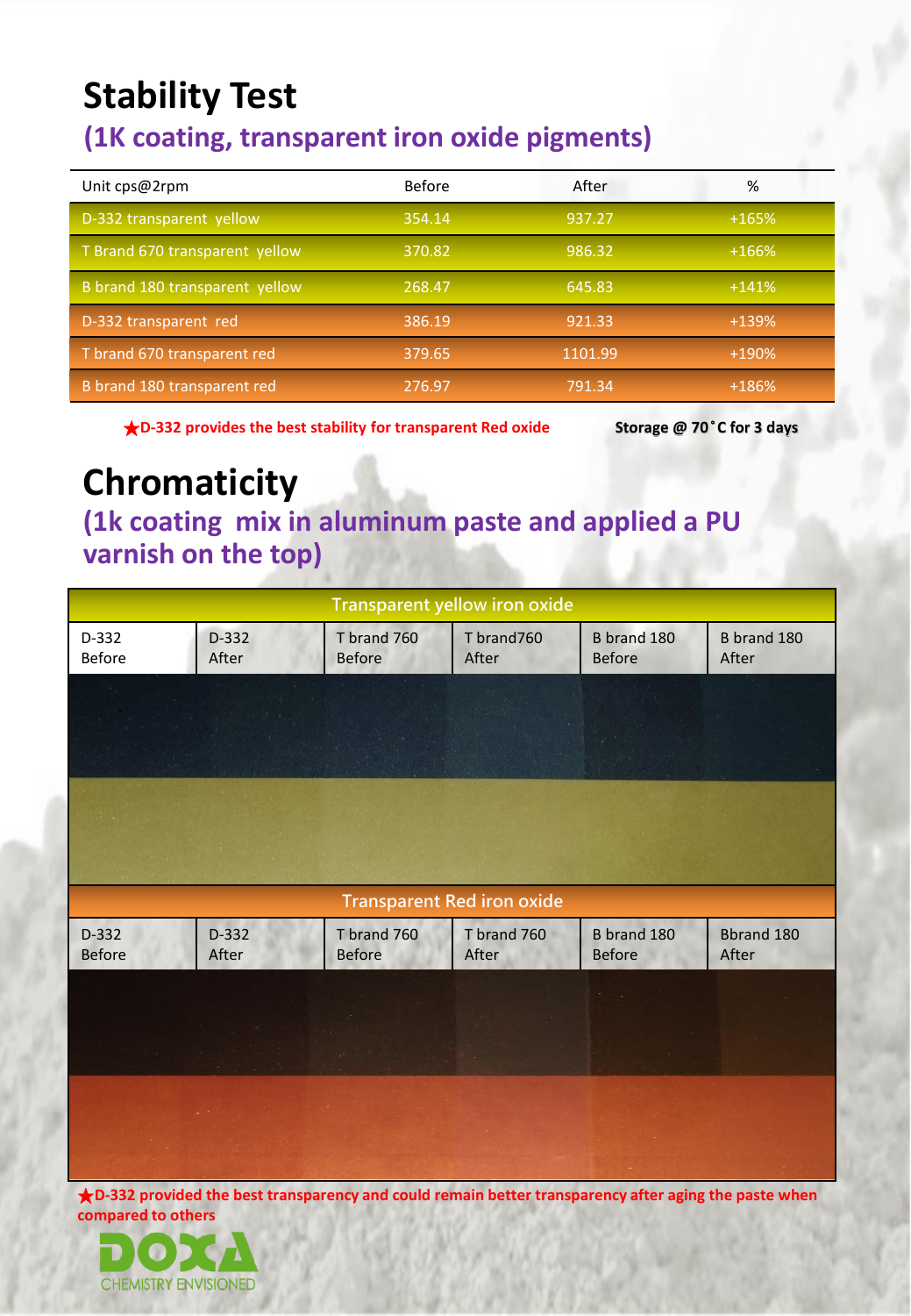# Stability Test

## (1K coating, transparent iron oxide pigments)

| Unit cps@2rpm | Before | After | % |
|---|---|---|---|
| D-332 transparent yellow | 354.14 | 937.27 | +165% |
| T Brand 670 transparent yellow | 370.82 | 986.32 | +166% |
| B brand 180 transparent yellow | 268.47 | 645.83 | +141% |
| D-332 transparent red | 386.19 | 921.33 | +139% |
| T brand 670 transparent red | 379.65 | 1101.99 | +190% |
| B brand 180 transparent red | 276.97 | 791.34 | +186% |

★**D-332 provides the best stability for transparent Red oxide**

**Storage @ 70˚C for 3 days**

# Chromaticity

## (1k coating mix in aluminum paste and applied a PU varnish on the top)

Transparent yellow iron oxide

| D-332 Before | D-332 After | T brand 760 Before | T brand760 After | B brand 180 Before | B brand 180 After |
|---|---|---|---|---|---|

Transparent Red iron oxide

| D-332 Before | D-332 After | T brand 760 Before | T brand 760 After | B brand 180 Before | Bbrand 180 After |
|---|---|---|---|---|---|

★**D-332 provided the best transparency and could remain better transparency after aging the paste when compared to others**

DOXA
CHEMISTRY ENVISIONED